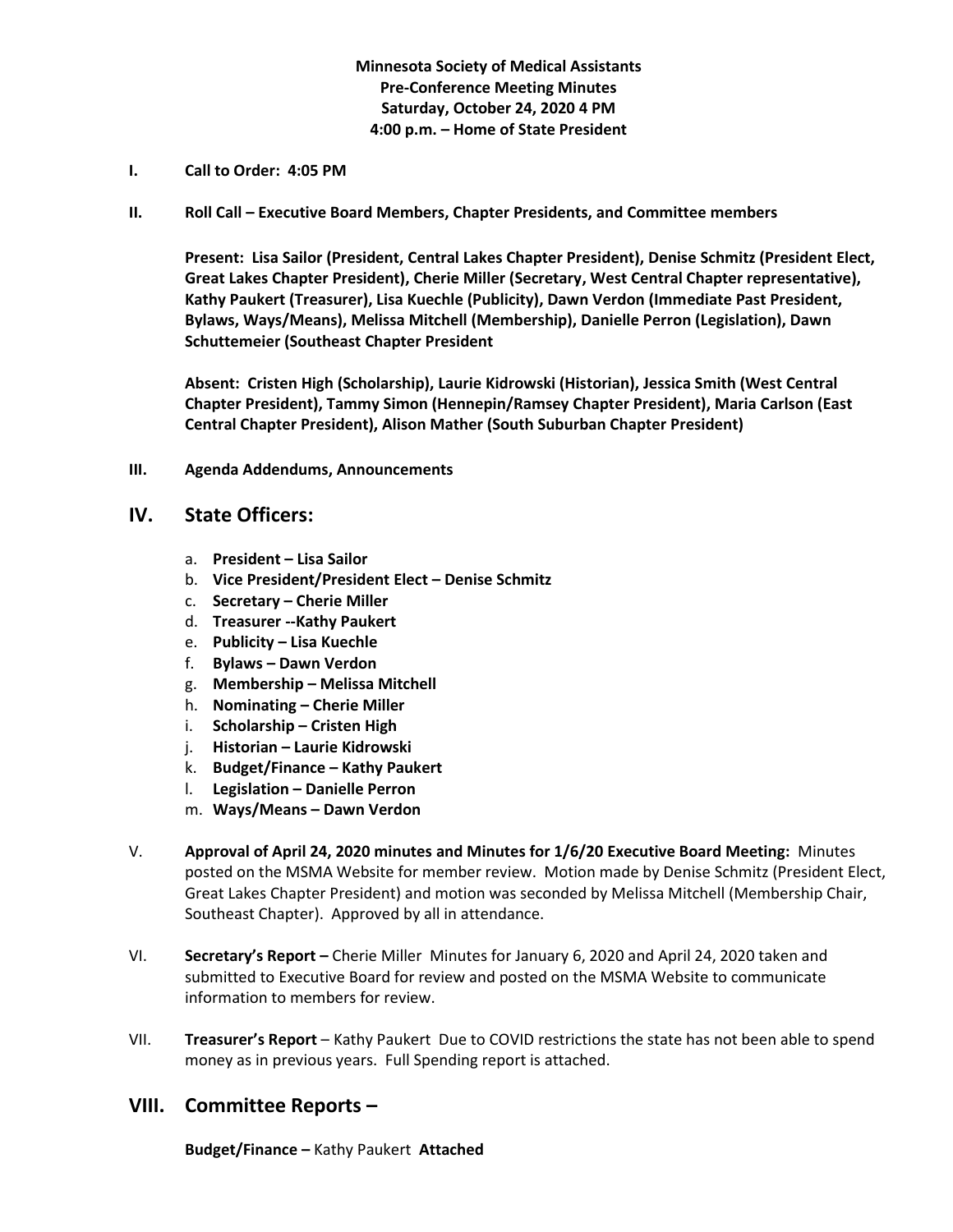**Minnesota Society of Medical Assistants**
**Pre-Conference Meeting Minutes**
**Saturday, October 24, 2020 4 PM**
**4:00 p.m. – Home of State President**

**I. Call to Order: 4:05 PM**

**II. Roll Call – Executive Board Members, Chapter Presidents, and Committee members**

**Present: Lisa Sailor (President, Central Lakes Chapter President), Denise Schmitz (President Elect, Great Lakes Chapter President), Cherie Miller (Secretary, West Central Chapter representative), Kathy Paukert (Treasurer), Lisa Kuechle (Publicity), Dawn Verdon (Immediate Past President, Bylaws, Ways/Means), Melissa Mitchell (Membership), Danielle Perron (Legislation), Dawn Schuttemeier (Southeast Chapter President**

**Absent: Cristen High (Scholarship), Laurie Kidrowski (Historian), Jessica Smith (West Central Chapter President), Tammy Simon (Hennepin/Ramsey Chapter President), Maria Carlson (East Central Chapter President), Alison Mather (South Suburban Chapter President)**

**III. Agenda Addendums, Announcements**

## IV. State Officers:

a. **President – Lisa Sailor**
b. **Vice President/President Elect – Denise Schmitz**
c. **Secretary – Cherie Miller**
d. **Treasurer --Kathy Paukert**
e. **Publicity – Lisa Kuechle**
f. **Bylaws – Dawn Verdon**
g. **Membership – Melissa Mitchell**
h. **Nominating – Cherie Miller**
i. **Scholarship – Cristen High**
j. **Historian – Laurie Kidrowski**
k. **Budget/Finance – Kathy Paukert**
l. **Legislation – Danielle Perron**
m. **Ways/Means – Dawn Verdon**

V. **Approval of April 24, 2020 minutes and Minutes for 1/6/20 Executive Board Meeting:** Minutes posted on the MSMA Website for member review. Motion made by Denise Schmitz (President Elect, Great Lakes Chapter President) and motion was seconded by Melissa Mitchell (Membership Chair, Southeast Chapter). Approved by all in attendance.

VI. **Secretary's Report –** Cherie Miller Minutes for January 6, 2020 and April 24, 2020 taken and submitted to Executive Board for review and posted on the MSMA Website to communicate information to members for review.

VII. **Treasurer's Report** – Kathy Paukert Due to COVID restrictions the state has not been able to spend money as in previous years. Full Spending report is attached.

## VIII. Committee Reports –

**Budget/Finance –** Kathy Paukert **Attached**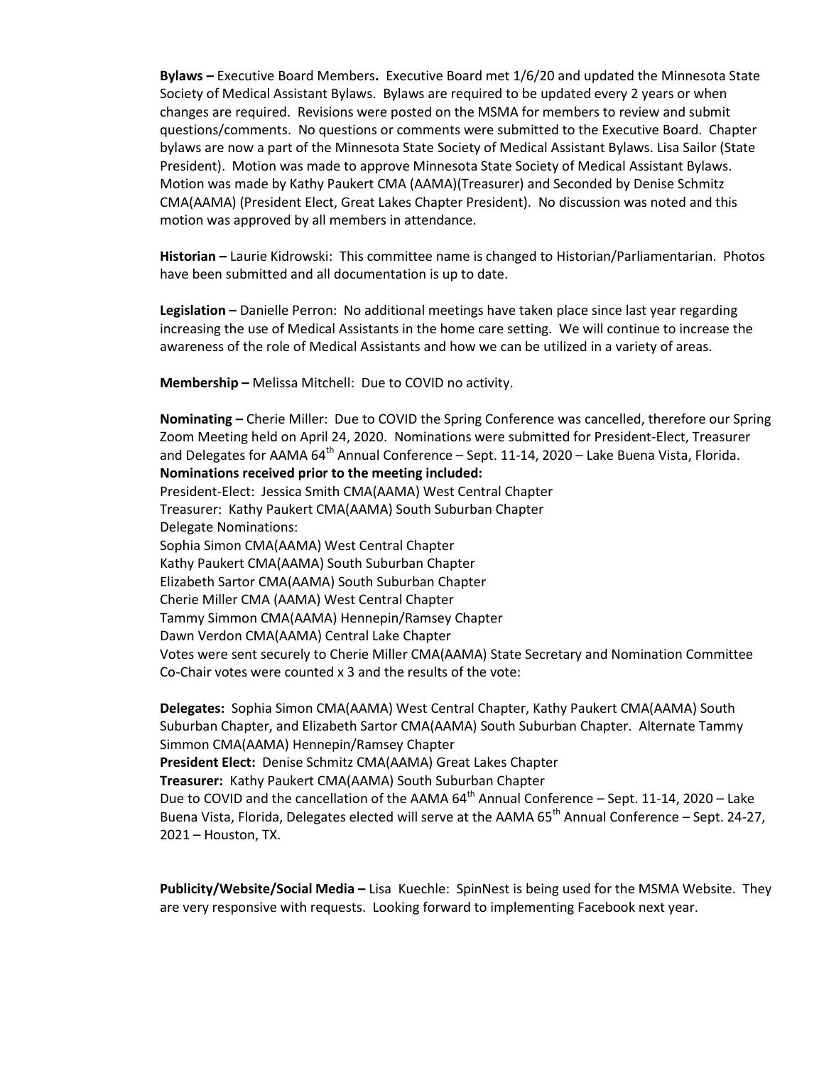**Bylaws –** Executive Board Members**.** Executive Board met 1/6/20 and updated the Minnesota State Society of Medical Assistant Bylaws. Bylaws are required to be updated every 2 years or when changes are required. Revisions were posted on the MSMA for members to review and submit questions/comments. No questions or comments were submitted to the Executive Board. Chapter bylaws are now a part of the Minnesota State Society of Medical Assistant Bylaws. Lisa Sailor (State President). Motion was made to approve Minnesota State Society of Medical Assistant Bylaws. Motion was made by Kathy Paukert CMA (AAMA)(Treasurer) and Seconded by Denise Schmitz CMA(AAMA) (President Elect, Great Lakes Chapter President). No discussion was noted and this motion was approved by all members in attendance.

**Historian –** Laurie Kidrowski: This committee name is changed to Historian/Parliamentarian. Photos have been submitted and all documentation is up to date.

**Legislation –** Danielle Perron: No additional meetings have taken place since last year regarding increasing the use of Medical Assistants in the home care setting. We will continue to increase the awareness of the role of Medical Assistants and how we can be utilized in a variety of areas.

**Membership –** Melissa Mitchell: Due to COVID no activity.

**Nominating –** Cherie Miller: Due to COVID the Spring Conference was cancelled, therefore our Spring Zoom Meeting held on April 24, 2020. Nominations were submitted for President-Elect, Treasurer and Delegates for AAMA 64th Annual Conference – Sept. 11-14, 2020 – Lake Buena Vista, Florida.
**Nominations received prior to the meeting included:**
President-Elect: Jessica Smith CMA(AAMA) West Central Chapter
Treasurer: Kathy Paukert CMA(AAMA) South Suburban Chapter
Delegate Nominations:
Sophia Simon CMA(AAMA) West Central Chapter
Kathy Paukert CMA(AAMA) South Suburban Chapter
Elizabeth Sartor CMA(AAMA) South Suburban Chapter
Cherie Miller CMA (AAMA) West Central Chapter
Tammy Simmon CMA(AAMA) Hennepin/Ramsey Chapter
Dawn Verdon CMA(AAMA) Central Lake Chapter
Votes were sent securely to Cherie Miller CMA(AAMA) State Secretary and Nomination Committee Co-Chair votes were counted x 3 and the results of the vote:

**Delegates:** Sophia Simon CMA(AAMA) West Central Chapter, Kathy Paukert CMA(AAMA) South Suburban Chapter, and Elizabeth Sartor CMA(AAMA) South Suburban Chapter. Alternate Tammy Simmon CMA(AAMA) Hennepin/Ramsey Chapter
**President Elect:** Denise Schmitz CMA(AAMA) Great Lakes Chapter
**Treasurer:** Kathy Paukert CMA(AAMA) South Suburban Chapter
Due to COVID and the cancellation of the AAMA 64th Annual Conference – Sept. 11-14, 2020 – Lake Buena Vista, Florida, Delegates elected will serve at the AAMA 65th Annual Conference – Sept. 24-27, 2021 – Houston, TX.

**Publicity/Website/Social Media –** Lisa Kuechle: SpinNest is being used for the MSMA Website. They are very responsive with requests. Looking forward to implementing Facebook next year.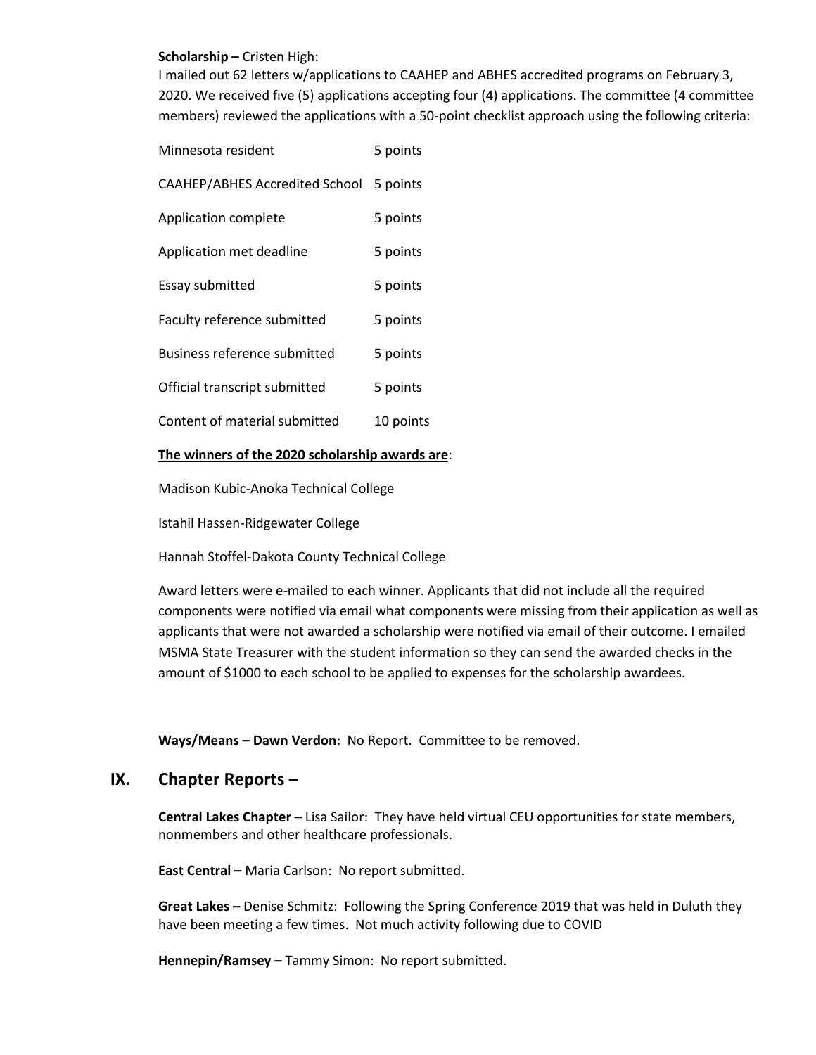**Scholarship –** Cristen High:

I mailed out 62 letters w/applications to CAAHEP and ABHES accredited programs on February 3, 2020. We received five (5) applications accepting four (4) applications. The committee (4 committee members) reviewed the applications with a 50-point checklist approach using the following criteria:

| | |
|---|---|
| Minnesota resident | 5 points |
| CAAHEP/ABHES Accredited School | 5 points |
| Application complete | 5 points |
| Application met deadline | 5 points |
| Essay submitted | 5 points |
| Faculty reference submitted | 5 points |
| Business reference submitted | 5 points |
| Official transcript submitted | 5 points |
| Content of material submitted | 10 points |

**The winners of the 2020 scholarship awards are**:

Madison Kubic-Anoka Technical College

Istahil Hassen-Ridgewater College

Hannah Stoffel-Dakota County Technical College

Award letters were e-mailed to each winner. Applicants that did not include all the required components were notified via email what components were missing from their application as well as applicants that were not awarded a scholarship were notified via email of their outcome. I emailed MSMA State Treasurer with the student information so they can send the awarded checks in the amount of $1000 to each school to be applied to expenses for the scholarship awardees.

**Ways/Means – Dawn Verdon:** No Report. Committee to be removed.

## IX. Chapter Reports –

**Central Lakes Chapter –** Lisa Sailor: They have held virtual CEU opportunities for state members, nonmembers and other healthcare professionals.

**East Central –** Maria Carlson: No report submitted.

**Great Lakes –** Denise Schmitz: Following the Spring Conference 2019 that was held in Duluth they have been meeting a few times. Not much activity following due to COVID

**Hennepin/Ramsey –** Tammy Simon: No report submitted.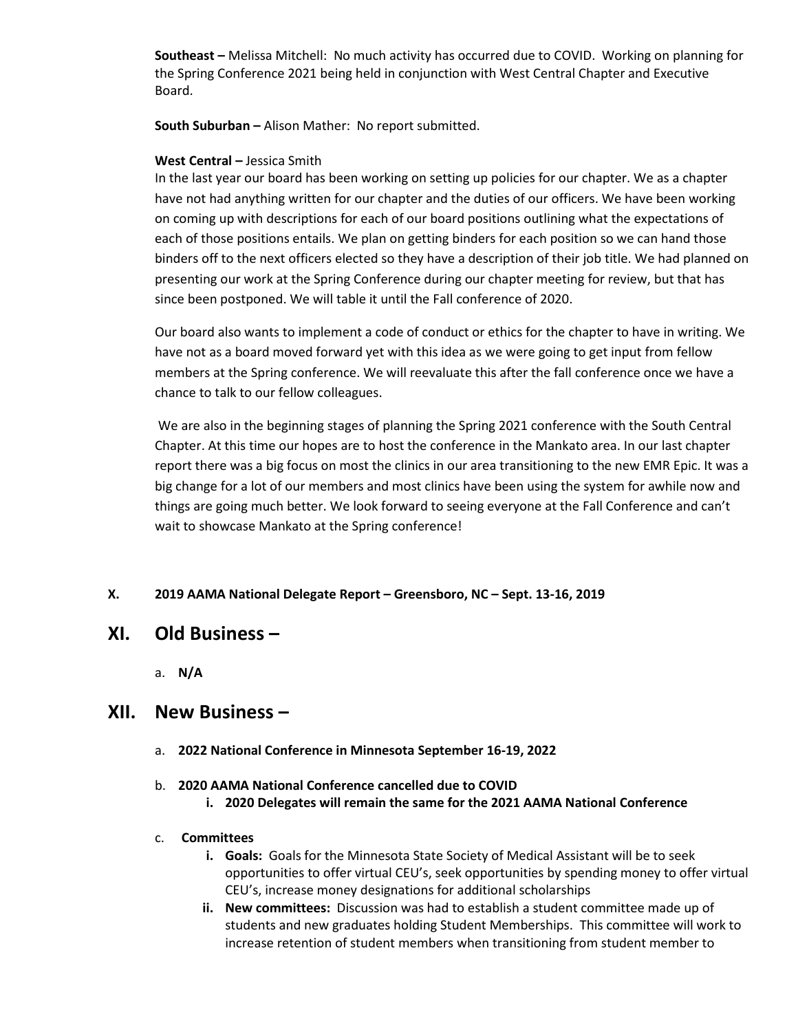**Southeast –** Melissa Mitchell: No much activity has occurred due to COVID. Working on planning for the Spring Conference 2021 being held in conjunction with West Central Chapter and Executive Board.

**South Suburban –** Alison Mather: No report submitted.

**West Central –** Jessica Smith
In the last year our board has been working on setting up policies for our chapter. We as a chapter have not had anything written for our chapter and the duties of our officers. We have been working on coming up with descriptions for each of our board positions outlining what the expectations of each of those positions entails. We plan on getting binders for each position so we can hand those binders off to the next officers elected so they have a description of their job title. We had planned on presenting our work at the Spring Conference during our chapter meeting for review, but that has since been postponed. We will table it until the Fall conference of 2020.

Our board also wants to implement a code of conduct or ethics for the chapter to have in writing. We have not as a board moved forward yet with this idea as we were going to get input from fellow members at the Spring conference. We will reevaluate this after the fall conference once we have a chance to talk to our fellow colleagues.

We are also in the beginning stages of planning the Spring 2021 conference with the South Central Chapter. At this time our hopes are to host the conference in the Mankato area. In our last chapter report there was a big focus on most the clinics in our area transitioning to the new EMR Epic. It was a big change for a lot of our members and most clinics have been using the system for awhile now and things are going much better. We look forward to seeing everyone at the Fall Conference and can't wait to showcase Mankato at the Spring conference!

**X. 2019 AAMA National Delegate Report – Greensboro, NC – Sept. 13-16, 2019**

## XI. Old Business –

a. **N/A**

## XII. New Business –

a. **2022 National Conference in Minnesota September 16-19, 2022**

b. **2020 AAMA National Conference cancelled due to COVID**
   i. **2020 Delegates will remain the same for the 2021 AAMA National Conference**

c. **Committees**
   i. **Goals:** Goals for the Minnesota State Society of Medical Assistant will be to seek opportunities to offer virtual CEU's, seek opportunities by spending money to offer virtual CEU's, increase money designations for additional scholarships
   ii. **New committees:** Discussion was had to establish a student committee made up of students and new graduates holding Student Memberships. This committee will work to increase retention of student members when transitioning from student member to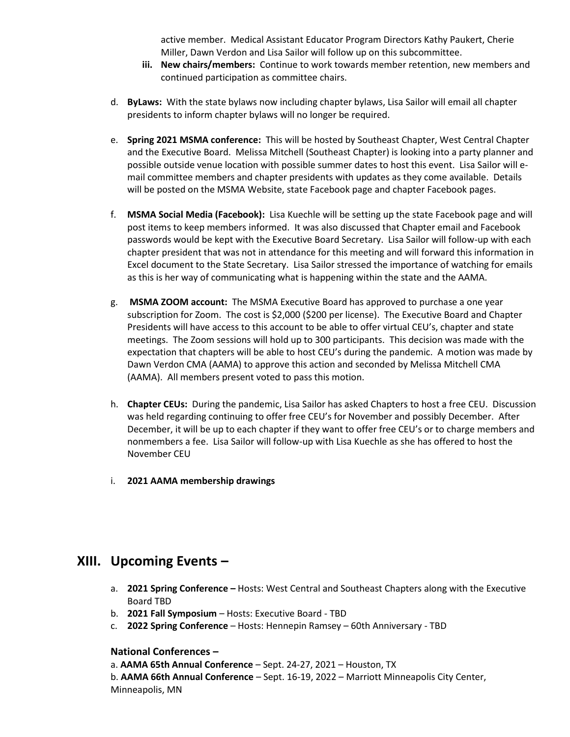active member. Medical Assistant Educator Program Directors Kathy Paukert, Cherie Miller, Dawn Verdon and Lisa Sailor will follow up on this subcommittee.

iii. **New chairs/members:** Continue to work towards member retention, new members and continued participation as committee chairs.

d. **ByLaws:** With the state bylaws now including chapter bylaws, Lisa Sailor will email all chapter presidents to inform chapter bylaws will no longer be required.

e. **Spring 2021 MSMA conference:** This will be hosted by Southeast Chapter, West Central Chapter and the Executive Board. Melissa Mitchell (Southeast Chapter) is looking into a party planner and possible outside venue location with possible summer dates to host this event. Lisa Sailor will e-mail committee members and chapter presidents with updates as they come available. Details will be posted on the MSMA Website, state Facebook page and chapter Facebook pages.

f. **MSMA Social Media (Facebook):** Lisa Kuechle will be setting up the state Facebook page and will post items to keep members informed. It was also discussed that Chapter email and Facebook passwords would be kept with the Executive Board Secretary. Lisa Sailor will follow-up with each chapter president that was not in attendance for this meeting and will forward this information in Excel document to the State Secretary. Lisa Sailor stressed the importance of watching for emails as this is her way of communicating what is happening within the state and the AAMA.

g. **MSMA ZOOM account:** The MSMA Executive Board has approved to purchase a one year subscription for Zoom. The cost is $2,000 ($200 per license). The Executive Board and Chapter Presidents will have access to this account to be able to offer virtual CEU's, chapter and state meetings. The Zoom sessions will hold up to 300 participants. This decision was made with the expectation that chapters will be able to host CEU's during the pandemic. A motion was made by Dawn Verdon CMA (AAMA) to approve this action and seconded by Melissa Mitchell CMA (AAMA). All members present voted to pass this motion.

h. **Chapter CEUs:** During the pandemic, Lisa Sailor has asked Chapters to host a free CEU. Discussion was held regarding continuing to offer free CEU's for November and possibly December. After December, it will be up to each chapter if they want to offer free CEU's or to charge members and nonmembers a fee. Lisa Sailor will follow-up with Lisa Kuechle as she has offered to host the November CEU

i. **2021 AAMA membership drawings**

## XIII. Upcoming Events –

a. **2021 Spring Conference –** Hosts: West Central and Southeast Chapters along with the Executive Board TBD
b. **2021 Fall Symposium** – Hosts: Executive Board - TBD
c. **2022 Spring Conference** – Hosts: Hennepin Ramsey – 60th Anniversary - TBD

### National Conferences –

a. **AAMA 65th Annual Conference** – Sept. 24-27, 2021 – Houston, TX
b. **AAMA 66th Annual Conference** – Sept. 16-19, 2022 – Marriott Minneapolis City Center, Minneapolis, MN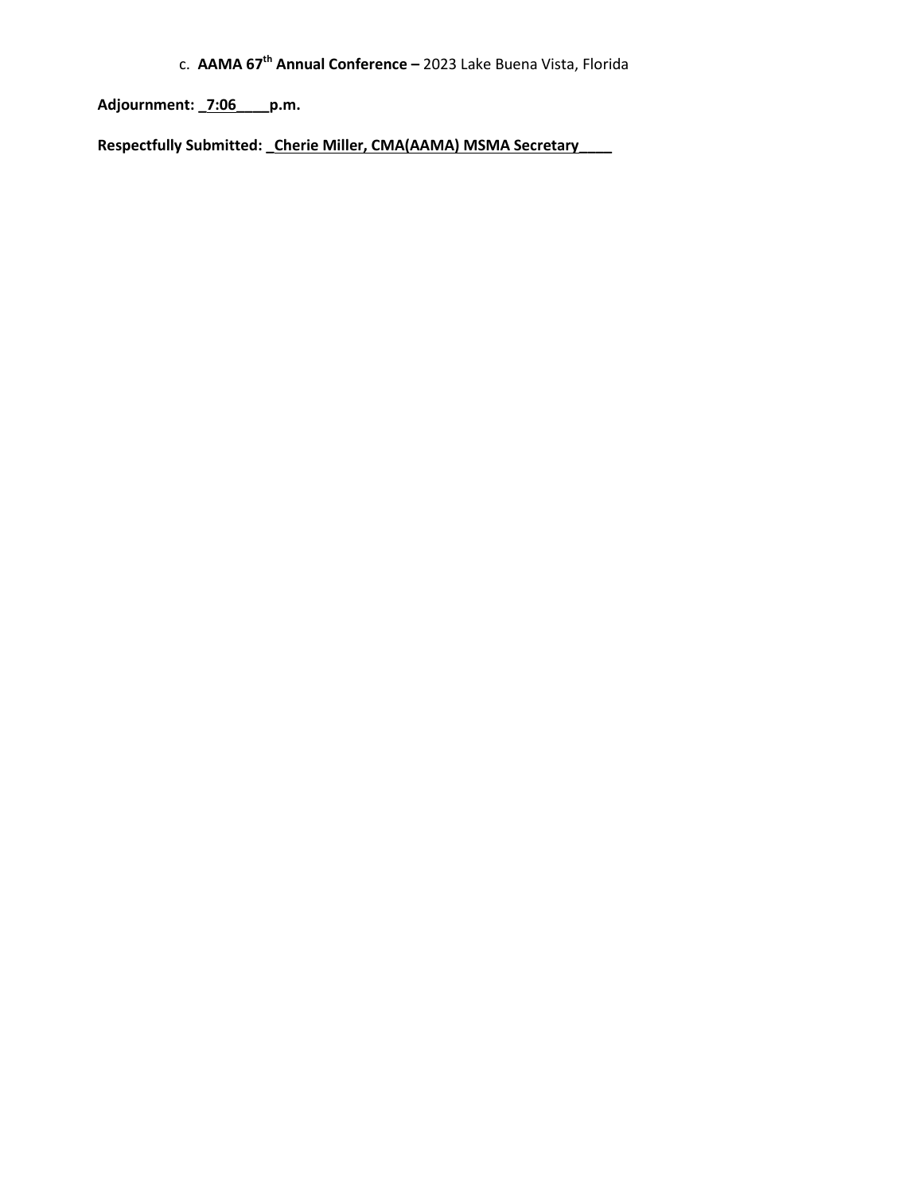c. **AAMA 67th Annual Conference –** 2023 Lake Buena Vista, Florida

**Adjournment: _7:06____p.m.**

**Respectfully Submitted: _Cherie Miller, CMA(AAMA) MSMA Secretary____**